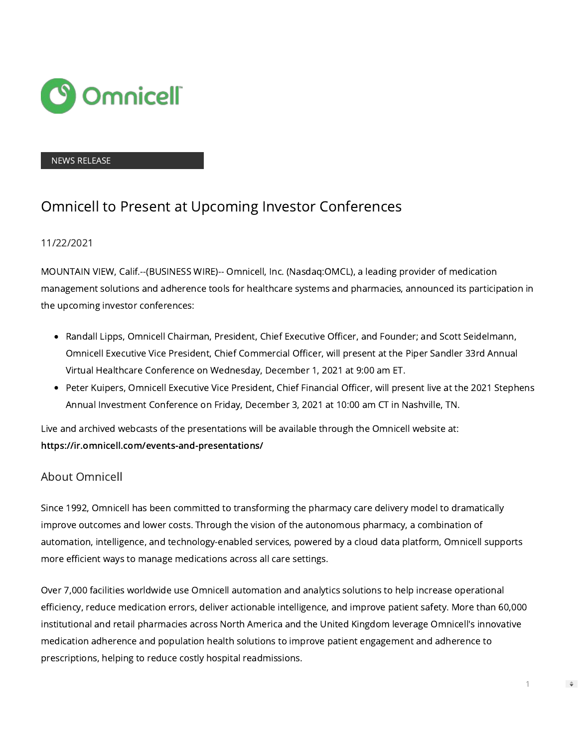NEWS RELEASE

# Omnicell to Present at Upcoming Investor Conferences

11/22/2021

MOUNTAIN VIEW, Calif.--(BUSINESS WIRE)-- Omnicell, Inc. (Nasdaq:OMCL), a leading provider of medication management solutions and adherence tools for healthcare systems and pharmacies, announced its participation in the upcoming investor conferences:

- Randall Lipps, Omnicell Chairman, President, Chief Executive Officer, and Founder; and Scott Seidelmann, Omnicell Executive Vice President, Chief Commercial Officer, will present at the Piper Sandler 33rd Annual Virtual Healthcare Conference on Wednesday, December 1, 2021 at 9:00 am ET.
- Peter Kuipers, Omnicell Executive Vice President, Chief Financial Officer, will present live at the 2021 Stephens Annual Investment Conference on Friday, December 3, 2021 at 10:00 am CT in Nashville, TN.

Live and archived webcasts of the presentations will be available through the Omnicell website at: **https://ir.omnicell.com/events-and-presentations/**

## About Omnicell

Since 1992, Omnicell has been committed to transforming the pharmacy care delivery model to dramatically improve outcomes and lower costs. Through the vision of the autonomous pharmacy, a combination of automation, intelligence, and technology-enabled services, powered by a cloud data platform, Omnicell supports more efficient ways to manage medications across all care settings.

Over 7,000 facilities worldwide use Omnicell automation and analytics solutions to help increase operational efficiency, reduce medication errors, deliver actionable intelligence, and improve patient safety. More than 60,000 institutional and retail pharmacies across North America and the United Kingdom leverage Omnicell's innovative medication adherence and population health solutions to improve patient engagement and adherence to prescriptions, helping to reduce costly hospital readmissions.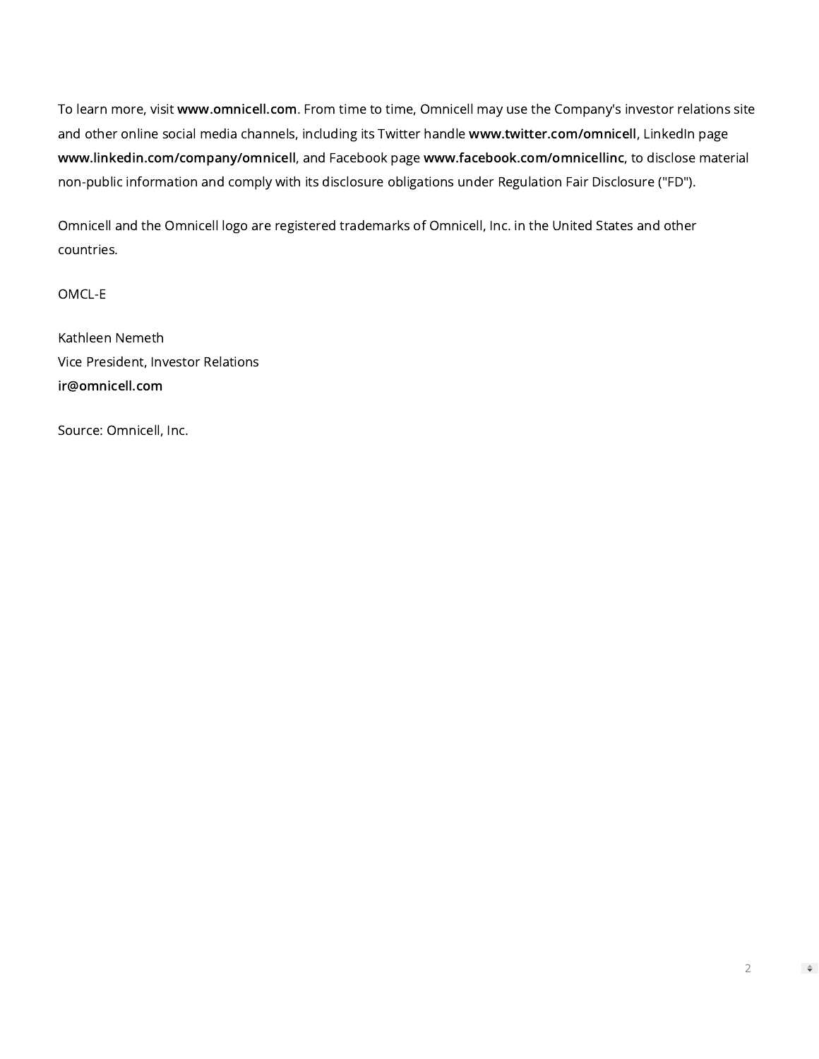To learn more, visit **www.omnicell.com**. From time to time, Omnicell may use the Company's investor relations site and other online social media channels, including its Twitter handle **www.twitter.com/omnicell**, LinkedIn page **www.linkedin.com/company/omnicell**, and Facebook page **www.facebook.com/omnicellinc**, to disclose material non-public information and comply with its disclosure obligations under Regulation Fair Disclosure ("FD").

Omnicell and the Omnicell logo are registered trademarks of Omnicell, Inc. in the United States and other countries.

OMCL-E

Kathleen Nemeth
Vice President, Investor Relations
**ir@omnicell.com**

Source: Omnicell, Inc.